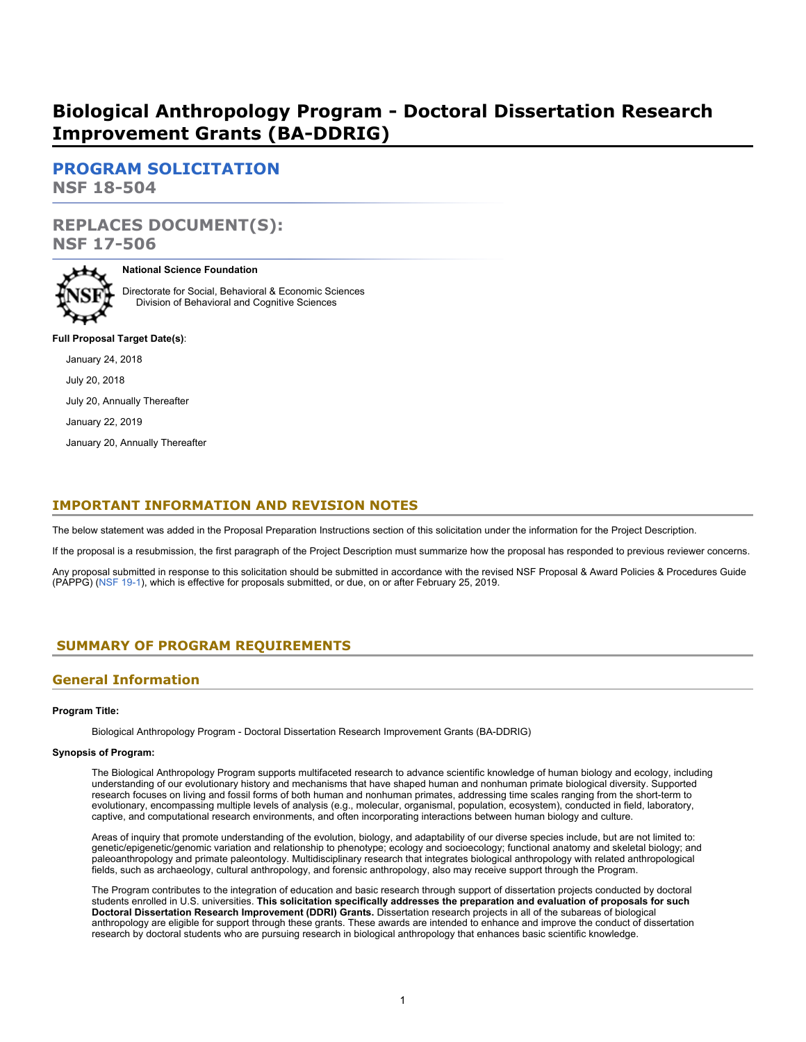# Biological Anthropology Program - Doctoral Dissertation Research Improvement Grants (BA-DDRIG)

## PROGRAM SOLICITATION
### NSF 18-504

## REPLACES DOCUMENT(S):
### NSF 17-506

**National Science Foundation**

Directorate for Social, Behavioral & Economic Sciences
Division of Behavioral and Cognitive Sciences

**Full Proposal Target Date(s)**:

January 24, 2018

July 20, 2018

July 20, Annually Thereafter

January 22, 2019

January 20, Annually Thereafter

## IMPORTANT INFORMATION AND REVISION NOTES

The below statement was added in the Proposal Preparation Instructions section of this solicitation under the information for the Project Description.

If the proposal is a resubmission, the first paragraph of the Project Description must summarize how the proposal has responded to previous reviewer concerns.

Any proposal submitted in response to this solicitation should be submitted in accordance with the revised NSF Proposal & Award Policies & Procedures Guide (PAPPG) (NSF 19-1), which is effective for proposals submitted, or due, on or after February 25, 2019.

## SUMMARY OF PROGRAM REQUIREMENTS

### General Information

**Program Title:**

Biological Anthropology Program - Doctoral Dissertation Research Improvement Grants (BA-DDRIG)

**Synopsis of Program:**

The Biological Anthropology Program supports multifaceted research to advance scientific knowledge of human biology and ecology, including understanding of our evolutionary history and mechanisms that have shaped human and nonhuman primate biological diversity. Supported research focuses on living and fossil forms of both human and nonhuman primates, addressing time scales ranging from the short-term to evolutionary, encompassing multiple levels of analysis (e.g., molecular, organismal, population, ecosystem), conducted in field, laboratory, captive, and computational research environments, and often incorporating interactions between human biology and culture.

Areas of inquiry that promote understanding of the evolution, biology, and adaptability of our diverse species include, but are not limited to: genetic/epigenetic/genomic variation and relationship to phenotype; ecology and socioecology; functional anatomy and skeletal biology; and paleoanthropology and primate paleontology. Multidisciplinary research that integrates biological anthropology with related anthropological fields, such as archaeology, cultural anthropology, and forensic anthropology, also may receive support through the Program.

The Program contributes to the integration of education and basic research through support of dissertation projects conducted by doctoral students enrolled in U.S. universities. **This solicitation specifically addresses the preparation and evaluation of proposals for such Doctoral Dissertation Research Improvement (DDRI) Grants.** Dissertation research projects in all of the subareas of biological anthropology are eligible for support through these grants. These awards are intended to enhance and improve the conduct of dissertation research by doctoral students who are pursuing research in biological anthropology that enhances basic scientific knowledge.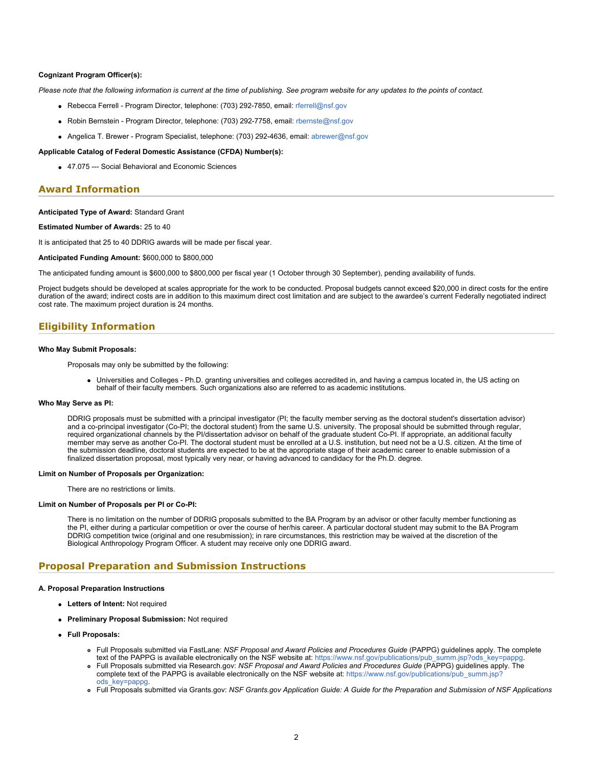**Cognizant Program Officer(s):**

*Please note that the following information is current at the time of publishing. See program website for any updates to the points of contact.*

- Rebecca Ferrell - Program Director, telephone: (703) 292-7850, email: rferrell@nsf.gov
- Robin Bernstein - Program Director, telephone: (703) 292-7758, email: rbernste@nsf.gov
- Angelica T. Brewer - Program Specialist, telephone: (703) 292-4636, email: abrewer@nsf.gov

**Applicable Catalog of Federal Domestic Assistance (CFDA) Number(s):**

- 47.075 --- Social Behavioral and Economic Sciences

## Award Information

**Anticipated Type of Award:** Standard Grant

**Estimated Number of Awards:** 25 to 40

It is anticipated that 25 to 40 DDRIG awards will be made per fiscal year.

**Anticipated Funding Amount:** $600,000 to $800,000

The anticipated funding amount is $600,000 to $800,000 per fiscal year (1 October through 30 September), pending availability of funds.

Project budgets should be developed at scales appropriate for the work to be conducted. Proposal budgets cannot exceed $20,000 in direct costs for the entire duration of the award; indirect costs are in addition to this maximum direct cost limitation and are subject to the awardee's current Federally negotiated indirect cost rate. The maximum project duration is 24 months.

## Eligibility Information

**Who May Submit Proposals:**

Proposals may only be submitted by the following:

- Universities and Colleges - Ph.D. granting universities and colleges accredited in, and having a campus located in, the US acting on behalf of their faculty members. Such organizations also are referred to as academic institutions.

**Who May Serve as PI:**

DDRIG proposals must be submitted with a principal investigator (PI; the faculty member serving as the doctoral student's dissertation advisor) and a co-principal investigator (Co-PI; the doctoral student) from the same U.S. university. The proposal should be submitted through regular, required organizational channels by the PI/dissertation advisor on behalf of the graduate student Co-PI. If appropriate, an additional faculty member may serve as another Co-PI. The doctoral student must be enrolled at a U.S. institution, but need not be a U.S. citizen. At the time of the submission deadline, doctoral students are expected to be at the appropriate stage of their academic career to enable submission of a finalized dissertation proposal, most typically very near, or having advanced to candidacy for the Ph.D. degree.

**Limit on Number of Proposals per Organization:**

There are no restrictions or limits.

**Limit on Number of Proposals per PI or Co-PI:**

There is no limitation on the number of DDRIG proposals submitted to the BA Program by an advisor or other faculty member functioning as the PI, either during a particular competition or over the course of her/his career. A particular doctoral student may submit to the BA Program DDRIG competition twice (original and one resubmission); in rare circumstances, this restriction may be waived at the discretion of the Biological Anthropology Program Officer. A student may receive only one DDRIG award.

## Proposal Preparation and Submission Instructions

**A. Proposal Preparation Instructions**

- **Letters of Intent:** Not required
- **Preliminary Proposal Submission:** Not required
- **Full Proposals:**
  - Full Proposals submitted via FastLane: *NSF Proposal and Award Policies and Procedures Guide* (PAPPG) guidelines apply. The complete text of the PAPPG is available electronically on the NSF website at: https://www.nsf.gov/publications/pub_summ.jsp?ods_key=pappg.
  - Full Proposals submitted via Research.gov: *NSF Proposal and Award Policies and Procedures Guide* (PAPPG) guidelines apply. The complete text of the PAPPG is available electronically on the NSF website at: https://www.nsf.gov/publications/pub_summ.jsp?ods_key=pappg.
  - Full Proposals submitted via Grants.gov: *NSF Grants.gov Application Guide: A Guide for the Preparation and Submission of NSF Applications*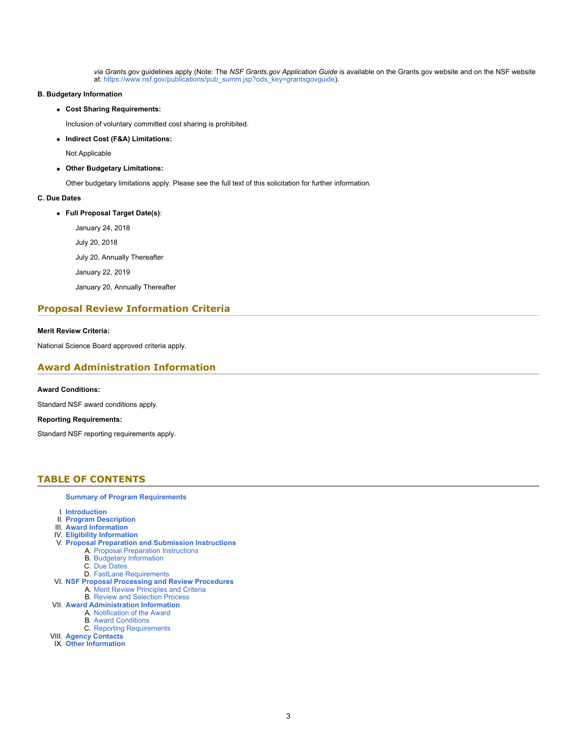*via Grants.gov* guidelines apply (Note: The *NSF Grants.gov Application Guide* is available on the Grants.gov website and on the NSF website at: https://www.nsf.gov/publications/pub_summ.jsp?ods_key=grantsgovguide).

**B. Budgetary Information**

- **Cost Sharing Requirements:**

  Inclusion of voluntary committed cost sharing is prohibited.

- **Indirect Cost (F&A) Limitations:**

  Not Applicable

- **Other Budgetary Limitations:**

  Other budgetary limitations apply. Please see the full text of this solicitation for further information.

**C. Due Dates**

- **Full Proposal Target Date(s)**:

  January 24, 2018

  July 20, 2018

  July 20, Annually Thereafter

  January 22, 2019

  January 20, Annually Thereafter

## Proposal Review Information Criteria

**Merit Review Criteria:**

National Science Board approved criteria apply.

## Award Administration Information

**Award Conditions:**

Standard NSF award conditions apply.

**Reporting Requirements:**

Standard NSF reporting requirements apply.

## TABLE OF CONTENTS

**Summary of Program Requirements**

I. **Introduction**
II. **Program Description**
III. **Award Information**
IV. **Eligibility Information**
V. **Proposal Preparation and Submission Instructions**
   A. Proposal Preparation Instructions
   B. Budgetary Information
   C. Due Dates
   D. FastLane Requirements
VI. **NSF Proposal Processing and Review Procedures**
   A. Merit Review Principles and Criteria
   B. Review and Selection Process
VII. **Award Administration Information**
   A. Notification of the Award
   B. Award Conditions
   C. Reporting Requirements
VIII. **Agency Contacts**
IX. **Other Information**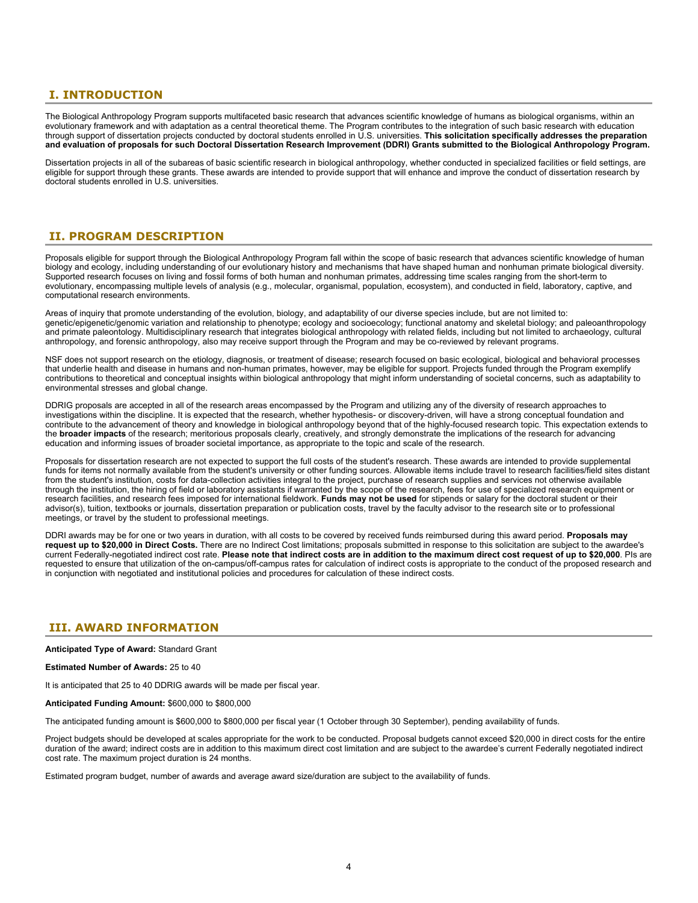## I. INTRODUCTION

The Biological Anthropology Program supports multifaceted basic research that advances scientific knowledge of humans as biological organisms, within an evolutionary framework and with adaptation as a central theoretical theme. The Program contributes to the integration of such basic research with education through support of dissertation projects conducted by doctoral students enrolled in U.S. universities. **This solicitation specifically addresses the preparation and evaluation of proposals for such Doctoral Dissertation Research Improvement (DDRI) Grants submitted to the Biological Anthropology Program.**

Dissertation projects in all of the subareas of basic scientific research in biological anthropology, whether conducted in specialized facilities or field settings, are eligible for support through these grants. These awards are intended to provide support that will enhance and improve the conduct of dissertation research by doctoral students enrolled in U.S. universities.

## II. PROGRAM DESCRIPTION

Proposals eligible for support through the Biological Anthropology Program fall within the scope of basic research that advances scientific knowledge of human biology and ecology, including understanding of our evolutionary history and mechanisms that have shaped human and nonhuman primate biological diversity. Supported research focuses on living and fossil forms of both human and nonhuman primates, addressing time scales ranging from the short-term to evolutionary, encompassing multiple levels of analysis (e.g., molecular, organismal, population, ecosystem), and conducted in field, laboratory, captive, and computational research environments.

Areas of inquiry that promote understanding of the evolution, biology, and adaptability of our diverse species include, but are not limited to: genetic/epigenetic/genomic variation and relationship to phenotype; ecology and socioecology; functional anatomy and skeletal biology; and paleoanthropology and primate paleontology. Multidisciplinary research that integrates biological anthropology with related fields, including but not limited to archaeology, cultural anthropology, and forensic anthropology, also may receive support through the Program and may be co-reviewed by relevant programs.

NSF does not support research on the etiology, diagnosis, or treatment of disease; research focused on basic ecological, biological and behavioral processes that underlie health and disease in humans and non-human primates, however, may be eligible for support. Projects funded through the Program exemplify contributions to theoretical and conceptual insights within biological anthropology that might inform understanding of societal concerns, such as adaptability to environmental stresses and global change.

DDRIG proposals are accepted in all of the research areas encompassed by the Program and utilizing any of the diversity of research approaches to investigations within the discipline. It is expected that the research, whether hypothesis- or discovery-driven, will have a strong conceptual foundation and contribute to the advancement of theory and knowledge in biological anthropology beyond that of the highly-focused research topic. This expectation extends to the **broader impacts** of the research; meritorious proposals clearly, creatively, and strongly demonstrate the implications of the research for advancing education and informing issues of broader societal importance, as appropriate to the topic and scale of the research.

Proposals for dissertation research are not expected to support the full costs of the student's research. These awards are intended to provide supplemental funds for items not normally available from the student's university or other funding sources. Allowable items include travel to research facilities/field sites distant from the student's institution, costs for data-collection activities integral to the project, purchase of research supplies and services not otherwise available through the institution, the hiring of field or laboratory assistants if warranted by the scope of the research, fees for use of specialized research equipment or research facilities, and research fees imposed for international fieldwork. **Funds may not be used** for stipends or salary for the doctoral student or their advisor(s), tuition, textbooks or journals, dissertation preparation or publication costs, travel by the faculty advisor to the research site or to professional meetings, or travel by the student to professional meetings.

DDRI awards may be for one or two years in duration, with all costs to be covered by received funds reimbursed during this award period. **Proposals may request up to $20,000 in Direct Costs.** There are no Indirect Cost limitations; proposals submitted in response to this solicitation are subject to the awardee's current Federally-negotiated indirect cost rate. **Please note that indirect costs are in addition to the maximum direct cost request of up to $20,000**. PIs are requested to ensure that utilization of the on-campus/off-campus rates for calculation of indirect costs is appropriate to the conduct of the proposed research and in conjunction with negotiated and institutional policies and procedures for calculation of these indirect costs.

## III. AWARD INFORMATION

**Anticipated Type of Award:** Standard Grant

**Estimated Number of Awards:** 25 to 40

It is anticipated that 25 to 40 DDRIG awards will be made per fiscal year.

**Anticipated Funding Amount:** $600,000 to $800,000

The anticipated funding amount is $600,000 to $800,000 per fiscal year (1 October through 30 September), pending availability of funds.

Project budgets should be developed at scales appropriate for the work to be conducted. Proposal budgets cannot exceed $20,000 in direct costs for the entire duration of the award; indirect costs are in addition to this maximum direct cost limitation and are subject to the awardee's current Federally negotiated indirect cost rate. The maximum project duration is 24 months.

Estimated program budget, number of awards and average award size/duration are subject to the availability of funds.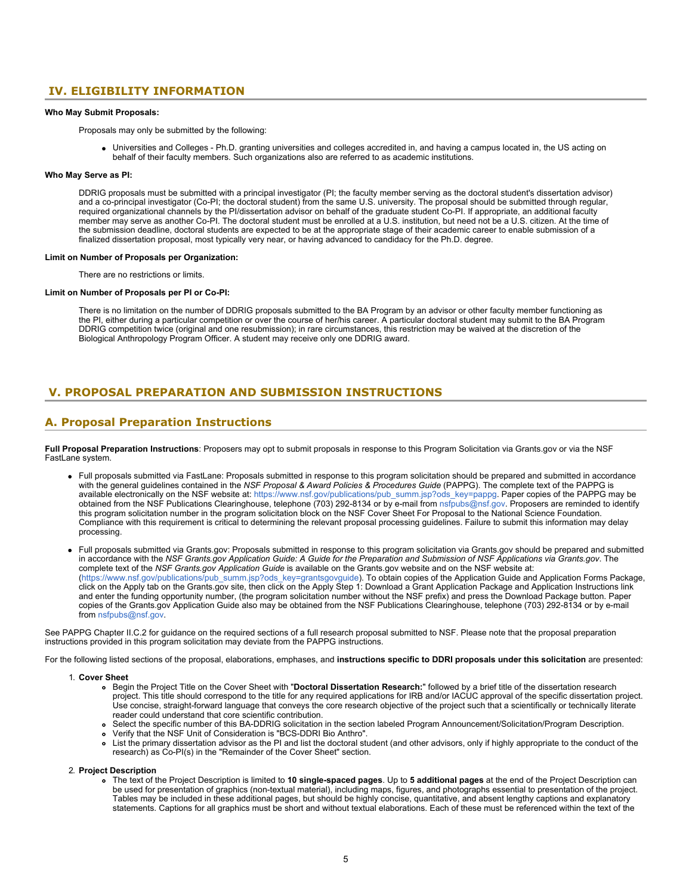## IV. ELIGIBILITY INFORMATION

**Who May Submit Proposals:**

Proposals may only be submitted by the following:

- Universities and Colleges - Ph.D. granting universities and colleges accredited in, and having a campus located in, the US acting on behalf of their faculty members. Such organizations also are referred to as academic institutions.

**Who May Serve as PI:**

DDRIG proposals must be submitted with a principal investigator (PI; the faculty member serving as the doctoral student's dissertation advisor) and a co-principal investigator (Co-PI; the doctoral student) from the same U.S. university. The proposal should be submitted through regular, required organizational channels by the PI/dissertation advisor on behalf of the graduate student Co-PI. If appropriate, an additional faculty member may serve as another Co-PI. The doctoral student must be enrolled at a U.S. institution, but need not be a U.S. citizen. At the time of the submission deadline, doctoral students are expected to be at the appropriate stage of their academic career to enable submission of a finalized dissertation proposal, most typically very near, or having advanced to candidacy for the Ph.D. degree.

**Limit on Number of Proposals per Organization:**

There are no restrictions or limits.

**Limit on Number of Proposals per PI or Co-PI:**

There is no limitation on the number of DDRIG proposals submitted to the BA Program by an advisor or other faculty member functioning as the PI, either during a particular competition or over the course of her/his career. A particular doctoral student may submit to the BA Program DDRIG competition twice (original and one resubmission); in rare circumstances, this restriction may be waived at the discretion of the Biological Anthropology Program Officer. A student may receive only one DDRIG award.

## V. PROPOSAL PREPARATION AND SUBMISSION INSTRUCTIONS

### A. Proposal Preparation Instructions

**Full Proposal Preparation Instructions**: Proposers may opt to submit proposals in response to this Program Solicitation via Grants.gov or via the NSF FastLane system.

- Full proposals submitted via FastLane: Proposals submitted in response to this program solicitation should be prepared and submitted in accordance with the general guidelines contained in the *NSF Proposal & Award Policies & Procedures Guide* (PAPPG). The complete text of the PAPPG is available electronically on the NSF website at: https://www.nsf.gov/publications/pub_summ.jsp?ods_key=pappg. Paper copies of the PAPPG may be obtained from the NSF Publications Clearinghouse, telephone (703) 292-8134 or by e-mail from nsfpubs@nsf.gov. Proposers are reminded to identify this program solicitation number in the program solicitation block on the NSF Cover Sheet For Proposal to the National Science Foundation. Compliance with this requirement is critical to determining the relevant proposal processing guidelines. Failure to submit this information may delay processing.
- Full proposals submitted via Grants.gov: Proposals submitted in response to this program solicitation via Grants.gov should be prepared and submitted in accordance with the *NSF Grants.gov Application Guide: A Guide for the Preparation and Submission of NSF Applications via Grants.gov*. The complete text of the *NSF Grants.gov Application Guide* is available on the Grants.gov website and on the NSF website at: (https://www.nsf.gov/publications/pub_summ.jsp?ods_key=grantsgovguide). To obtain copies of the Application Guide and Application Forms Package, click on the Apply tab on the Grants.gov site, then click on the Apply Step 1: Download a Grant Application Package and Application Instructions link and enter the funding opportunity number, (the program solicitation number without the NSF prefix) and press the Download Package button. Paper copies of the Grants.gov Application Guide also may be obtained from the NSF Publications Clearinghouse, telephone (703) 292-8134 or by e-mail from nsfpubs@nsf.gov.

See PAPPG Chapter II.C.2 for guidance on the required sections of a full research proposal submitted to NSF. Please note that the proposal preparation instructions provided in this program solicitation may deviate from the PAPPG instructions.

For the following listed sections of the proposal, elaborations, emphases, and **instructions specific to DDRI proposals under this solicitation** are presented:

1. **Cover Sheet**
   - Begin the Project Title on the Cover Sheet with "**Doctoral Dissertation Research:**" followed by a brief title of the dissertation research project. This title should correspond to the title for any required applications for IRB and/or IACUC approval of the specific dissertation project. Use concise, straight-forward language that conveys the core research objective of the project such that a scientifically or technically literate reader could understand that core scientific contribution.
   - Select the specific number of this BA-DDRIG solicitation in the section labeled Program Announcement/Solicitation/Program Description.
   - Verify that the NSF Unit of Consideration is "BCS-DDRI Bio Anthro".
   - List the primary dissertation advisor as the PI and list the doctoral student (and other advisors, only if highly appropriate to the conduct of the research) as Co-PI(s) in the "Remainder of the Cover Sheet" section.
2. **Project Description**
   - The text of the Project Description is limited to **10 single-spaced pages**. Up to **5 additional pages** at the end of the Project Description can be used for presentation of graphics (non-textual material), including maps, figures, and photographs essential to presentation of the project. Tables may be included in these additional pages, but should be highly concise, quantitative, and absent lengthy captions and explanatory statements. Captions for all graphics must be short and without textual elaborations. Each of these must be referenced within the text of the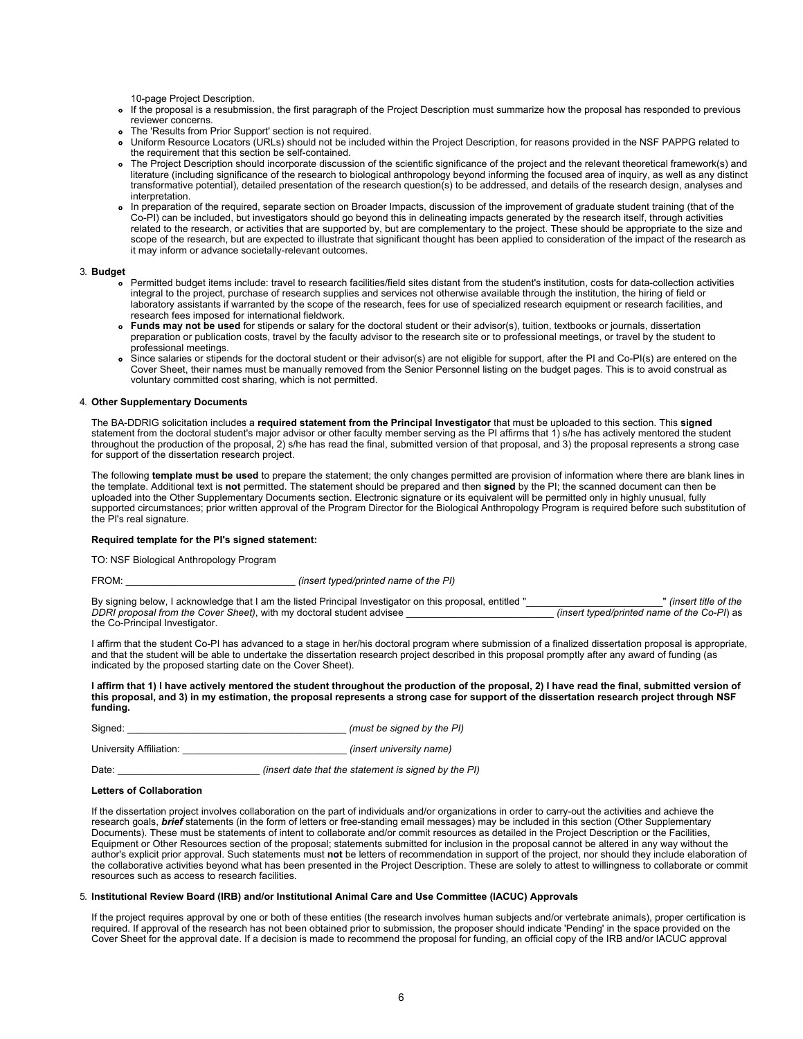10-page Project Description.

- If the proposal is a resubmission, the first paragraph of the Project Description must summarize how the proposal has responded to previous reviewer concerns.
- The 'Results from Prior Support' section is not required.
- Uniform Resource Locators (URLs) should not be included within the Project Description, for reasons provided in the NSF PAPPG related to the requirement that this section be self-contained.
- The Project Description should incorporate discussion of the scientific significance of the project and the relevant theoretical framework(s) and literature (including significance of the research to biological anthropology beyond informing the focused area of inquiry, as well as any distinct transformative potential), detailed presentation of the research question(s) to be addressed, and details of the research design, analyses and interpretation.
- In preparation of the required, separate section on Broader Impacts, discussion of the improvement of graduate student training (that of the Co-PI) can be included, but investigators should go beyond this in delineating impacts generated by the research itself, through activities related to the research, or activities that are supported by, but are complementary to the project. These should be appropriate to the size and scope of the research, but are expected to illustrate that significant thought has been applied to consideration of the impact of the research as it may inform or advance societally-relevant outcomes.

3. **Budget**
   - Permitted budget items include: travel to research facilities/field sites distant from the student's institution, costs for data-collection activities integral to the project, purchase of research supplies and services not otherwise available through the institution, the hiring of field or laboratory assistants if warranted by the scope of the research, fees for use of specialized research equipment or research facilities, and research fees imposed for international fieldwork.
   - **Funds may not be used** for stipends or salary for the doctoral student or their advisor(s), tuition, textbooks or journals, dissertation preparation or publication costs, travel by the faculty advisor to the research site or to professional meetings, or travel by the student to professional meetings.
   - Since salaries or stipends for the doctoral student or their advisor(s) are not eligible for support, after the PI and Co-PI(s) are entered on the Cover Sheet, their names must be manually removed from the Senior Personnel listing on the budget pages. This is to avoid construal as voluntary committed cost sharing, which is not permitted.

4. **Other Supplementary Documents**

The BA-DDRIG solicitation includes a **required statement from the Principal Investigator** that must be uploaded to this section. This **signed** statement from the doctoral student's major advisor or other faculty member serving as the PI affirms that 1) s/he has actively mentored the student throughout the production of the proposal, 2) s/he has read the final, submitted version of that proposal, and 3) the proposal represents a strong case for support of the dissertation research project.

The following **template must be used** to prepare the statement; the only changes permitted are provision of information where there are blank lines in the template. Additional text is **not** permitted. The statement should be prepared and then **signed** by the PI; the scanned document can then be uploaded into the Other Supplementary Documents section. Electronic signature or its equivalent will be permitted only in highly unusual, fully supported circumstances; prior written approval of the Program Director for the Biological Anthropology Program is required before such substitution of the PI's real signature.

**Required template for the PI's signed statement:**

TO: NSF Biological Anthropology Program

FROM: ______________________________ *(insert typed/printed name of the PI)*

By signing below, I acknowledge that I am the listed Principal Investigator on this proposal, entitled "________________________" *(insert title of the DDRI proposal from the Cover Sheet)*, with my doctoral student advisee ___________________________ *(insert typed/printed name of the Co-PI)* as the Co-Principal Investigator.

I affirm that the student Co-PI has advanced to a stage in her/his doctoral program where submission of a finalized dissertation proposal is appropriate, and that the student will be able to undertake the dissertation research project described in this proposal promptly after any award of funding (as indicated by the proposed starting date on the Cover Sheet).

**I affirm that 1) I have actively mentored the student throughout the production of the proposal, 2) I have read the final, submitted version of this proposal, and 3) in my estimation, the proposal represents a strong case for support of the dissertation research project through NSF funding.**

Signed: ______________________________________ *(must be signed by the PI)*

University Affiliation: _____________________________ *(insert university name)*

Date: _________________________ *(insert date that the statement is signed by the PI)*

**Letters of Collaboration**

If the dissertation project involves collaboration on the part of individuals and/or organizations in order to carry-out the activities and achieve the research goals, ***brief*** statements (in the form of letters or free-standing email messages) may be included in this section (Other Supplementary Documents). These must be statements of intent to collaborate and/or commit resources as detailed in the Project Description or the Facilities, Equipment or Other Resources section of the proposal; statements submitted for inclusion in the proposal cannot be altered in any way without the author's explicit prior approval. Such statements must **not** be letters of recommendation in support of the project, nor should they include elaboration of the collaborative activities beyond what has been presented in the Project Description. These are solely to attest to willingness to collaborate or commit resources such as access to research facilities.

5. **Institutional Review Board (IRB) and/or Institutional Animal Care and Use Committee (IACUC) Approvals**

If the project requires approval by one or both of these entities (the research involves human subjects and/or vertebrate animals), proper certification is required. If approval of the research has not been obtained prior to submission, the proposer should indicate 'Pending' in the space provided on the Cover Sheet for the approval date. If a decision is made to recommend the proposal for funding, an official copy of the IRB and/or IACUC approval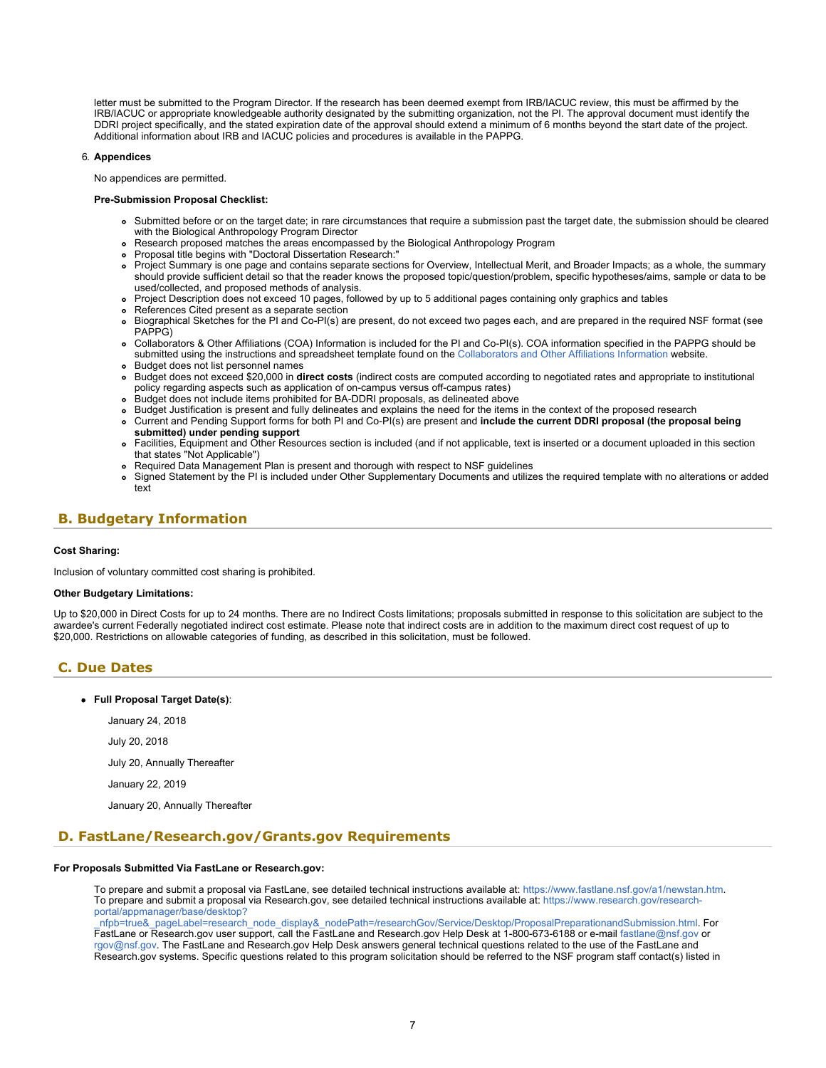letter must be submitted to the Program Director. If the research has been deemed exempt from IRB/IACUC review, this must be affirmed by the IRB/IACUC or appropriate knowledgeable authority designated by the submitting organization, not the PI. The approval document must identify the DDRI project specifically, and the stated expiration date of the approval should extend a minimum of 6 months beyond the start date of the project. Additional information about IRB and IACUC policies and procedures is available in the PAPPG.

6. **Appendices**

   No appendices are permitted.

**Pre-Submission Proposal Checklist:**

- Submitted before or on the target date; in rare circumstances that require a submission past the target date, the submission should be cleared with the Biological Anthropology Program Director
- Research proposed matches the areas encompassed by the Biological Anthropology Program
- Proposal title begins with "Doctoral Dissertation Research:"
- Project Summary is one page and contains separate sections for Overview, Intellectual Merit, and Broader Impacts; as a whole, the summary should provide sufficient detail so that the reader knows the proposed topic/question/problem, specific hypotheses/aims, sample or data to be used/collected, and proposed methods of analysis.
- Project Description does not exceed 10 pages, followed by up to 5 additional pages containing only graphics and tables
- References Cited present as a separate section
- Biographical Sketches for the PI and Co-PI(s) are present, do not exceed two pages each, and are prepared in the required NSF format (see PAPPG)
- Collaborators & Other Affiliations (COA) Information is included for the PI and Co-PI(s). COA information specified in the PAPPG should be submitted using the instructions and spreadsheet template found on the Collaborators and Other Affiliations Information website.
- Budget does not list personnel names
- Budget does not exceed $20,000 in **direct costs** (indirect costs are computed according to negotiated rates and appropriate to institutional policy regarding aspects such as application of on-campus versus off-campus rates)
- Budget does not include items prohibited for BA-DDRI proposals, as delineated above
- Budget Justification is present and fully delineates and explains the need for the items in the context of the proposed research
- Current and Pending Support forms for both PI and Co-PI(s) are present and **include the current DDRI proposal (the proposal being submitted) under pending support**
- Facilities, Equipment and Other Resources section is included (and if not applicable, text is inserted or a document uploaded in this section that states "Not Applicable")
- Required Data Management Plan is present and thorough with respect to NSF guidelines
- Signed Statement by the PI is included under Other Supplementary Documents and utilizes the required template with no alterations or added text

## B. Budgetary Information

**Cost Sharing:**

Inclusion of voluntary committed cost sharing is prohibited.

**Other Budgetary Limitations:**

Up to $20,000 in Direct Costs for up to 24 months. There are no Indirect Costs limitations; proposals submitted in response to this solicitation are subject to the awardee's current Federally negotiated indirect cost estimate. Please note that indirect costs are in addition to the maximum direct cost request of up to $20,000. Restrictions on allowable categories of funding, as described in this solicitation, must be followed.

## C. Due Dates

- **Full Proposal Target Date(s)**:

  January 24, 2018

  July 20, 2018

  July 20, Annually Thereafter

  January 22, 2019

  January 20, Annually Thereafter

## D. FastLane/Research.gov/Grants.gov Requirements

**For Proposals Submitted Via FastLane or Research.gov:**

To prepare and submit a proposal via FastLane, see detailed technical instructions available at: https://www.fastlane.nsf.gov/a1/newstan.htm. To prepare and submit a proposal via Research.gov, see detailed technical instructions available at: https://www.research.gov/research-portal/appmanager/base/desktop?_nfpb=true&_pageLabel=research_node_display&_nodePath=/researchGov/Service/Desktop/ProposalPreparationandSubmission.html. For FastLane or Research.gov user support, call the FastLane and Research.gov Help Desk at 1-800-673-6188 or e-mail fastlane@nsf.gov or rgov@nsf.gov. The FastLane and Research.gov Help Desk answers general technical questions related to the use of the FastLane and Research.gov systems. Specific questions related to this program solicitation should be referred to the NSF program staff contact(s) listed in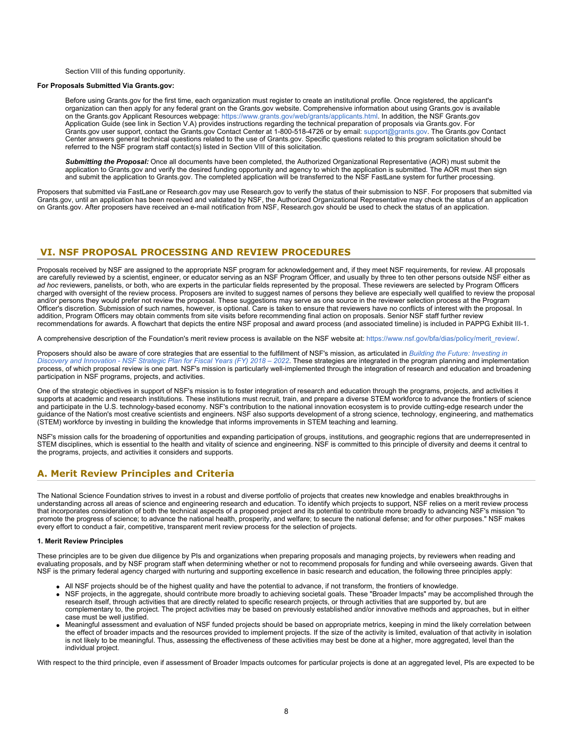Section VIII of this funding opportunity.

**For Proposals Submitted Via Grants.gov:**

Before using Grants.gov for the first time, each organization must register to create an institutional profile. Once registered, the applicant's organization can then apply for any federal grant on the Grants.gov website. Comprehensive information about using Grants.gov is available on the Grants.gov Applicant Resources webpage: https://www.grants.gov/web/grants/applicants.html. In addition, the NSF Grants.gov Application Guide (see link in Section V.A) provides instructions regarding the technical preparation of proposals via Grants.gov. For Grants.gov user support, contact the Grants.gov Contact Center at 1-800-518-4726 or by email: support@grants.gov. The Grants.gov Contact Center answers general technical questions related to the use of Grants.gov. Specific questions related to this program solicitation should be referred to the NSF program staff contact(s) listed in Section VIII of this solicitation.

***Submitting the Proposal:*** Once all documents have been completed, the Authorized Organizational Representative (AOR) must submit the application to Grants.gov and verify the desired funding opportunity and agency to which the application is submitted. The AOR must then sign and submit the application to Grants.gov. The completed application will be transferred to the NSF FastLane system for further processing.

Proposers that submitted via FastLane or Research.gov may use Research.gov to verify the status of their submission to NSF. For proposers that submitted via Grants.gov, until an application has been received and validated by NSF, the Authorized Organizational Representative may check the status of an application on Grants.gov. After proposers have received an e-mail notification from NSF, Research.gov should be used to check the status of an application.

## VI. NSF PROPOSAL PROCESSING AND REVIEW PROCEDURES

Proposals received by NSF are assigned to the appropriate NSF program for acknowledgement and, if they meet NSF requirements, for review. All proposals are carefully reviewed by a scientist, engineer, or educator serving as an NSF Program Officer, and usually by three to ten other persons outside NSF either as *ad hoc* reviewers, panelists, or both, who are experts in the particular fields represented by the proposal. These reviewers are selected by Program Officers charged with oversight of the review process. Proposers are invited to suggest names of persons they believe are especially well qualified to review the proposal and/or persons they would prefer not review the proposal. These suggestions may serve as one source in the reviewer selection process at the Program Officer's discretion. Submission of such names, however, is optional. Care is taken to ensure that reviewers have no conflicts of interest with the proposal. In addition, Program Officers may obtain comments from site visits before recommending final action on proposals. Senior NSF staff further review recommendations for awards. A flowchart that depicts the entire NSF proposal and award process (and associated timeline) is included in PAPPG Exhibit III-1.

A comprehensive description of the Foundation's merit review process is available on the NSF website at: https://www.nsf.gov/bfa/dias/policy/merit_review/.

Proposers should also be aware of core strategies that are essential to the fulfillment of NSF's mission, as articulated in *Building the Future: Investing in Discovery and Innovation - NSF Strategic Plan for Fiscal Years (FY) 2018 – 2022*. These strategies are integrated in the program planning and implementation process, of which proposal review is one part. NSF's mission is particularly well-implemented through the integration of research and education and broadening participation in NSF programs, projects, and activities.

One of the strategic objectives in support of NSF's mission is to foster integration of research and education through the programs, projects, and activities it supports at academic and research institutions. These institutions must recruit, train, and prepare a diverse STEM workforce to advance the frontiers of science and participate in the U.S. technology-based economy. NSF's contribution to the national innovation ecosystem is to provide cutting-edge research under the guidance of the Nation's most creative scientists and engineers. NSF also supports development of a strong science, technology, engineering, and mathematics (STEM) workforce by investing in building the knowledge that informs improvements in STEM teaching and learning.

NSF's mission calls for the broadening of opportunities and expanding participation of groups, institutions, and geographic regions that are underrepresented in STEM disciplines, which is essential to the health and vitality of science and engineering. NSF is committed to this principle of diversity and deems it central to the programs, projects, and activities it considers and supports.

### A. Merit Review Principles and Criteria

The National Science Foundation strives to invest in a robust and diverse portfolio of projects that creates new knowledge and enables breakthroughs in understanding across all areas of science and engineering research and education. To identify which projects to support, NSF relies on a merit review process that incorporates consideration of both the technical aspects of a proposed project and its potential to contribute more broadly to advancing NSF's mission "to promote the progress of science; to advance the national health, prosperity, and welfare; to secure the national defense; and for other purposes." NSF makes every effort to conduct a fair, competitive, transparent merit review process for the selection of projects.

**1. Merit Review Principles**

These principles are to be given due diligence by PIs and organizations when preparing proposals and managing projects, by reviewers when reading and evaluating proposals, and by NSF program staff when determining whether or not to recommend proposals for funding and while overseeing awards. Given that NSF is the primary federal agency charged with nurturing and supporting excellence in basic research and education, the following three principles apply:

- All NSF projects should be of the highest quality and have the potential to advance, if not transform, the frontiers of knowledge.
- NSF projects, in the aggregate, should contribute more broadly to achieving societal goals. These "Broader Impacts" may be accomplished through the research itself, through activities that are directly related to specific research projects, or through activities that are supported by, but are complementary to, the project. The project activities may be based on previously established and/or innovative methods and approaches, but in either case must be well justified.
- Meaningful assessment and evaluation of NSF funded projects should be based on appropriate metrics, keeping in mind the likely correlation between the effect of broader impacts and the resources provided to implement projects. If the size of the activity is limited, evaluation of that activity in isolation is not likely to be meaningful. Thus, assessing the effectiveness of these activities may best be done at a higher, more aggregated, level than the individual project.

With respect to the third principle, even if assessment of Broader Impacts outcomes for particular projects is done at an aggregated level, PIs are expected to be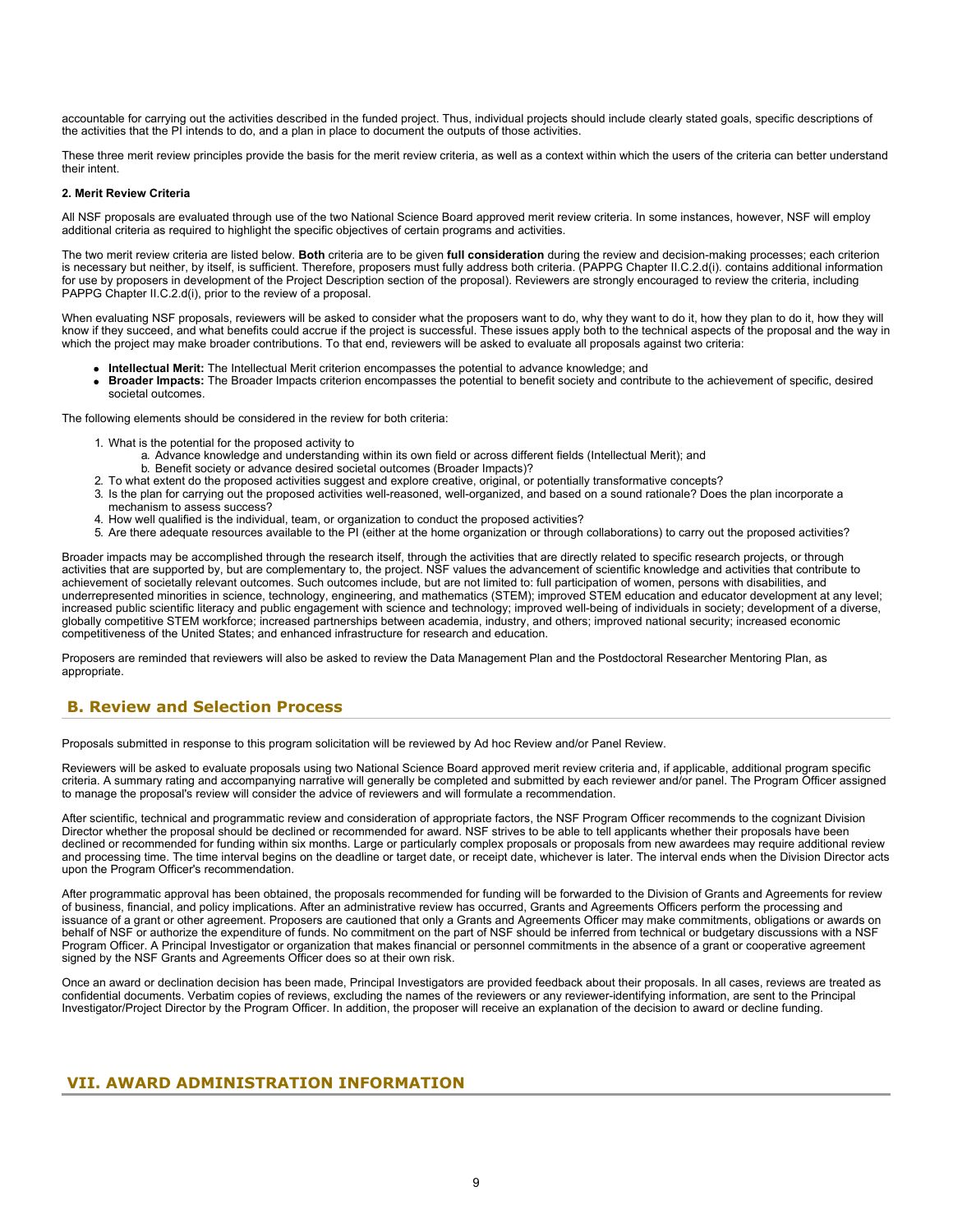accountable for carrying out the activities described in the funded project. Thus, individual projects should include clearly stated goals, specific descriptions of the activities that the PI intends to do, and a plan in place to document the outputs of those activities.

These three merit review principles provide the basis for the merit review criteria, as well as a context within which the users of the criteria can better understand their intent.

**2. Merit Review Criteria**

All NSF proposals are evaluated through use of the two National Science Board approved merit review criteria. In some instances, however, NSF will employ additional criteria as required to highlight the specific objectives of certain programs and activities.

The two merit review criteria are listed below. **Both** criteria are to be given **full consideration** during the review and decision-making processes; each criterion is necessary but neither, by itself, is sufficient. Therefore, proposers must fully address both criteria. (PAPPG Chapter II.C.2.d(i). contains additional information for use by proposers in development of the Project Description section of the proposal). Reviewers are strongly encouraged to review the criteria, including PAPPG Chapter II.C.2.d(i), prior to the review of a proposal.

When evaluating NSF proposals, reviewers will be asked to consider what the proposers want to do, why they want to do it, how they plan to do it, how they will know if they succeed, and what benefits could accrue if the project is successful. These issues apply both to the technical aspects of the proposal and the way in which the project may make broader contributions. To that end, reviewers will be asked to evaluate all proposals against two criteria:

- **Intellectual Merit:** The Intellectual Merit criterion encompasses the potential to advance knowledge; and
- **Broader Impacts:** The Broader Impacts criterion encompasses the potential to benefit society and contribute to the achievement of specific, desired societal outcomes.

The following elements should be considered in the review for both criteria:

1. What is the potential for the proposed activity to
    a. Advance knowledge and understanding within its own field or across different fields (Intellectual Merit); and
    b. Benefit society or advance desired societal outcomes (Broader Impacts)?
2. To what extent do the proposed activities suggest and explore creative, original, or potentially transformative concepts?
3. Is the plan for carrying out the proposed activities well-reasoned, well-organized, and based on a sound rationale? Does the plan incorporate a mechanism to assess success?
4. How well qualified is the individual, team, or organization to conduct the proposed activities?
5. Are there adequate resources available to the PI (either at the home organization or through collaborations) to carry out the proposed activities?

Broader impacts may be accomplished through the research itself, through the activities that are directly related to specific research projects, or through activities that are supported by, but are complementary to, the project. NSF values the advancement of scientific knowledge and activities that contribute to achievement of societally relevant outcomes. Such outcomes include, but are not limited to: full participation of women, persons with disabilities, and underrepresented minorities in science, technology, engineering, and mathematics (STEM); improved STEM education and educator development at any level; increased public scientific literacy and public engagement with science and technology; improved well-being of individuals in society; development of a diverse, globally competitive STEM workforce; increased partnerships between academia, industry, and others; improved national security; increased economic competitiveness of the United States; and enhanced infrastructure for research and education.

Proposers are reminded that reviewers will also be asked to review the Data Management Plan and the Postdoctoral Researcher Mentoring Plan, as appropriate.

## B. Review and Selection Process

Proposals submitted in response to this program solicitation will be reviewed by Ad hoc Review and/or Panel Review.

Reviewers will be asked to evaluate proposals using two National Science Board approved merit review criteria and, if applicable, additional program specific criteria. A summary rating and accompanying narrative will generally be completed and submitted by each reviewer and/or panel. The Program Officer assigned to manage the proposal's review will consider the advice of reviewers and will formulate a recommendation.

After scientific, technical and programmatic review and consideration of appropriate factors, the NSF Program Officer recommends to the cognizant Division Director whether the proposal should be declined or recommended for award. NSF strives to be able to tell applicants whether their proposals have been declined or recommended for funding within six months. Large or particularly complex proposals or proposals from new awardees may require additional review and processing time. The time interval begins on the deadline or target date, or receipt date, whichever is later. The interval ends when the Division Director acts upon the Program Officer's recommendation.

After programmatic approval has been obtained, the proposals recommended for funding will be forwarded to the Division of Grants and Agreements for review of business, financial, and policy implications. After an administrative review has occurred, Grants and Agreements Officers perform the processing and issuance of a grant or other agreement. Proposers are cautioned that only a Grants and Agreements Officer may make commitments, obligations or awards on behalf of NSF or authorize the expenditure of funds. No commitment on the part of NSF should be inferred from technical or budgetary discussions with a NSF Program Officer. A Principal Investigator or organization that makes financial or personnel commitments in the absence of a grant or cooperative agreement signed by the NSF Grants and Agreements Officer does so at their own risk.

Once an award or declination decision has been made, Principal Investigators are provided feedback about their proposals. In all cases, reviews are treated as confidential documents. Verbatim copies of reviews, excluding the names of the reviewers or any reviewer-identifying information, are sent to the Principal Investigator/Project Director by the Program Officer. In addition, the proposer will receive an explanation of the decision to award or decline funding.

# VII. AWARD ADMINISTRATION INFORMATION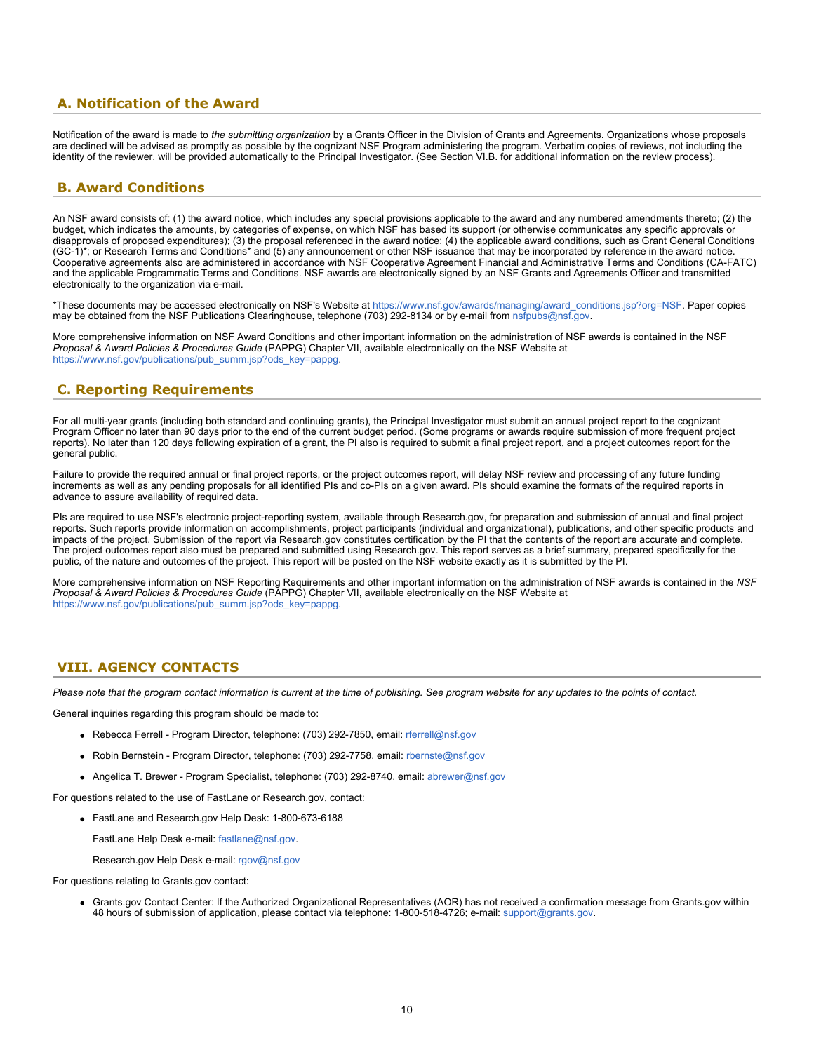## A. Notification of the Award

Notification of the award is made to *the submitting organization* by a Grants Officer in the Division of Grants and Agreements. Organizations whose proposals are declined will be advised as promptly as possible by the cognizant NSF Program administering the program. Verbatim copies of reviews, not including the identity of the reviewer, will be provided automatically to the Principal Investigator. (See Section VI.B. for additional information on the review process).

## B. Award Conditions

An NSF award consists of: (1) the award notice, which includes any special provisions applicable to the award and any numbered amendments thereto; (2) the budget, which indicates the amounts, by categories of expense, on which NSF has based its support (or otherwise communicates any specific approvals or disapprovals of proposed expenditures); (3) the proposal referenced in the award notice; (4) the applicable award conditions, such as Grant General Conditions (GC-1)*; or Research Terms and Conditions* and (5) any announcement or other NSF issuance that may be incorporated by reference in the award notice. Cooperative agreements also are administered in accordance with NSF Cooperative Agreement Financial and Administrative Terms and Conditions (CA-FATC) and the applicable Programmatic Terms and Conditions. NSF awards are electronically signed by an NSF Grants and Agreements Officer and transmitted electronically to the organization via e-mail.

*These documents may be accessed electronically on NSF's Website at https://www.nsf.gov/awards/managing/award_conditions.jsp?org=NSF. Paper copies may be obtained from the NSF Publications Clearinghouse, telephone (703) 292-8134 or by e-mail from nsfpubs@nsf.gov.

More comprehensive information on NSF Award Conditions and other important information on the administration of NSF awards is contained in the NSF *Proposal & Award Policies & Procedures Guide* (PAPPG) Chapter VII, available electronically on the NSF Website at https://www.nsf.gov/publications/pub_summ.jsp?ods_key=pappg.

## C. Reporting Requirements

For all multi-year grants (including both standard and continuing grants), the Principal Investigator must submit an annual project report to the cognizant Program Officer no later than 90 days prior to the end of the current budget period. (Some programs or awards require submission of more frequent project reports). No later than 120 days following expiration of a grant, the PI also is required to submit a final project report, and a project outcomes report for the general public.

Failure to provide the required annual or final project reports, or the project outcomes report, will delay NSF review and processing of any future funding increments as well as any pending proposals for all identified PIs and co-PIs on a given award. PIs should examine the formats of the required reports in advance to assure availability of required data.

PIs are required to use NSF's electronic project-reporting system, available through Research.gov, for preparation and submission of annual and final project reports. Such reports provide information on accomplishments, project participants (individual and organizational), publications, and other specific products and impacts of the project. Submission of the report via Research.gov constitutes certification by the PI that the contents of the report are accurate and complete. The project outcomes report also must be prepared and submitted using Research.gov. This report serves as a brief summary, prepared specifically for the public, of the nature and outcomes of the project. This report will be posted on the NSF website exactly as it is submitted by the PI.

More comprehensive information on NSF Reporting Requirements and other important information on the administration of NSF awards is contained in the *NSF Proposal & Award Policies & Procedures Guide* (PAPPG) Chapter VII, available electronically on the NSF Website at https://www.nsf.gov/publications/pub_summ.jsp?ods_key=pappg.

# VIII. AGENCY CONTACTS

*Please note that the program contact information is current at the time of publishing. See program website for any updates to the points of contact.*

General inquiries regarding this program should be made to:

- Rebecca Ferrell - Program Director, telephone: (703) 292-7850, email: rferrell@nsf.gov
- Robin Bernstein - Program Director, telephone: (703) 292-7758, email: rbernste@nsf.gov
- Angelica T. Brewer - Program Specialist, telephone: (703) 292-8740, email: abrewer@nsf.gov

For questions related to the use of FastLane or Research.gov, contact:

- FastLane and Research.gov Help Desk: 1-800-673-6188

  FastLane Help Desk e-mail: fastlane@nsf.gov.

  Research.gov Help Desk e-mail: rgov@nsf.gov

For questions relating to Grants.gov contact:

- Grants.gov Contact Center: If the Authorized Organizational Representatives (AOR) has not received a confirmation message from Grants.gov within 48 hours of submission of application, please contact via telephone: 1-800-518-4726; e-mail: support@grants.gov.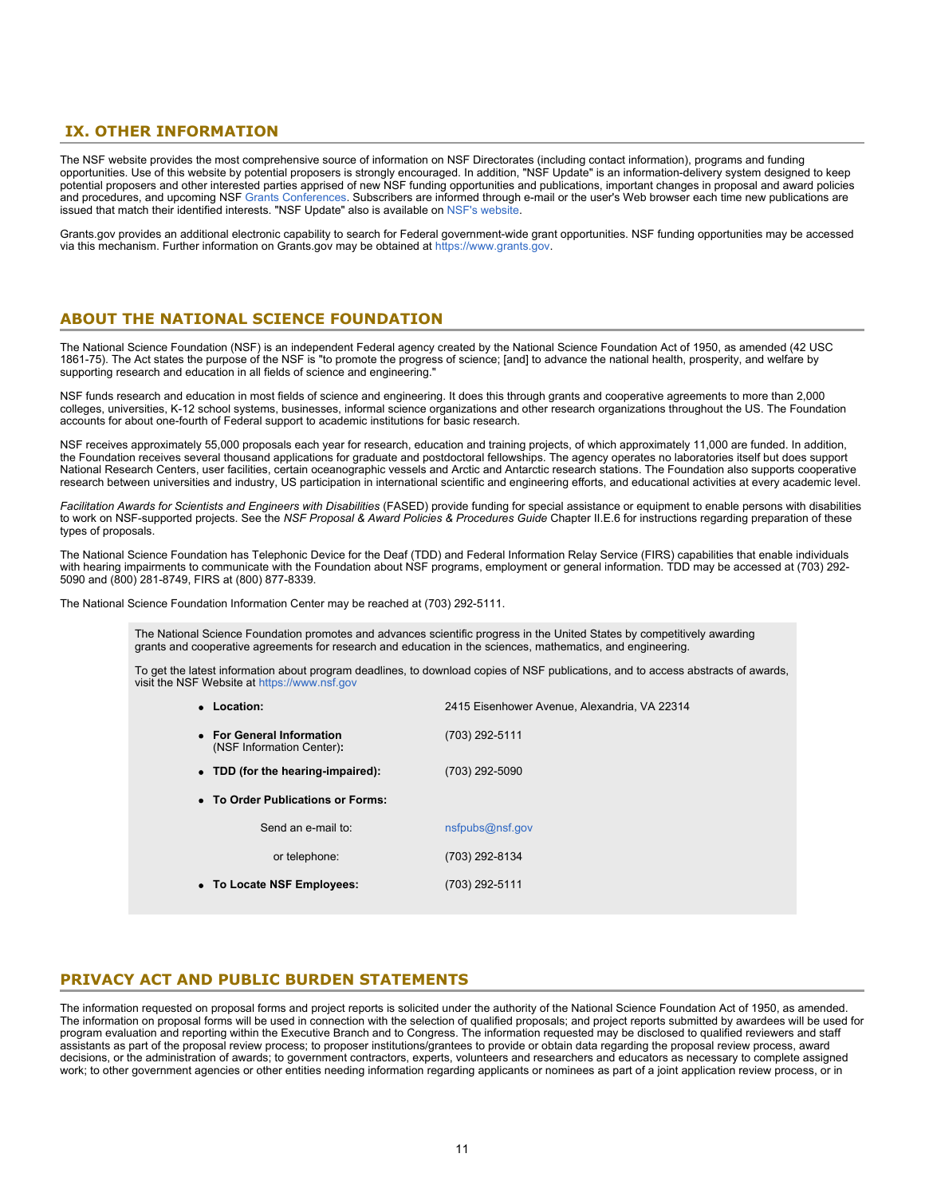## IX. OTHER INFORMATION

The NSF website provides the most comprehensive source of information on NSF Directorates (including contact information), programs and funding opportunities. Use of this website by potential proposers is strongly encouraged. In addition, "NSF Update" is an information-delivery system designed to keep potential proposers and other interested parties apprised of new NSF funding opportunities and publications, important changes in proposal and award policies and procedures, and upcoming NSF Grants Conferences. Subscribers are informed through e-mail or the user's Web browser each time new publications are issued that match their identified interests. "NSF Update" also is available on NSF's website.

Grants.gov provides an additional electronic capability to search for Federal government-wide grant opportunities. NSF funding opportunities may be accessed via this mechanism. Further information on Grants.gov may be obtained at https://www.grants.gov.

## ABOUT THE NATIONAL SCIENCE FOUNDATION

The National Science Foundation (NSF) is an independent Federal agency created by the National Science Foundation Act of 1950, as amended (42 USC 1861-75). The Act states the purpose of the NSF is "to promote the progress of science; [and] to advance the national health, prosperity, and welfare by supporting research and education in all fields of science and engineering."

NSF funds research and education in most fields of science and engineering. It does this through grants and cooperative agreements to more than 2,000 colleges, universities, K-12 school systems, businesses, informal science organizations and other research organizations throughout the US. The Foundation accounts for about one-fourth of Federal support to academic institutions for basic research.

NSF receives approximately 55,000 proposals each year for research, education and training projects, of which approximately 11,000 are funded. In addition, the Foundation receives several thousand applications for graduate and postdoctoral fellowships. The agency operates no laboratories itself but does support National Research Centers, user facilities, certain oceanographic vessels and Arctic and Antarctic research stations. The Foundation also supports cooperative research between universities and industry, US participation in international scientific and engineering efforts, and educational activities at every academic level.

*Facilitation Awards for Scientists and Engineers with Disabilities* (FASED) provide funding for special assistance or equipment to enable persons with disabilities to work on NSF-supported projects. See the *NSF Proposal & Award Policies & Procedures Guide* Chapter II.E.6 for instructions regarding preparation of these types of proposals.

The National Science Foundation has Telephonic Device for the Deaf (TDD) and Federal Information Relay Service (FIRS) capabilities that enable individuals with hearing impairments to communicate with the Foundation about NSF programs, employment or general information. TDD may be accessed at (703) 292-5090 and (800) 281-8749, FIRS at (800) 877-8339.

The National Science Foundation Information Center may be reached at (703) 292-5111.

The National Science Foundation promotes and advances scientific progress in the United States by competitively awarding grants and cooperative agreements for research and education in the sciences, mathematics, and engineering.

To get the latest information about program deadlines, to download copies of NSF publications, and to access abstracts of awards, visit the NSF Website at https://www.nsf.gov

- **Location:** 2415 Eisenhower Avenue, Alexandria, VA 22314
- **For General Information** (NSF Information Center)**:** (703) 292-5111
- **TDD (for the hearing-impaired):** (703) 292-5090
- **To Order Publications or Forms:**
  - Send an e-mail to: nsfpubs@nsf.gov
  - or telephone: (703) 292-8134
- **To Locate NSF Employees:** (703) 292-5111

## PRIVACY ACT AND PUBLIC BURDEN STATEMENTS

The information requested on proposal forms and project reports is solicited under the authority of the National Science Foundation Act of 1950, as amended. The information on proposal forms will be used in connection with the selection of qualified proposals; and project reports submitted by awardees will be used for program evaluation and reporting within the Executive Branch and to Congress. The information requested may be disclosed to qualified reviewers and staff assistants as part of the proposal review process; to proposer institutions/grantees to provide or obtain data regarding the proposal review process, award decisions, or the administration of awards; to government contractors, experts, volunteers and researchers and educators as necessary to complete assigned work; to other government agencies or other entities needing information regarding applicants or nominees as part of a joint application review process, or in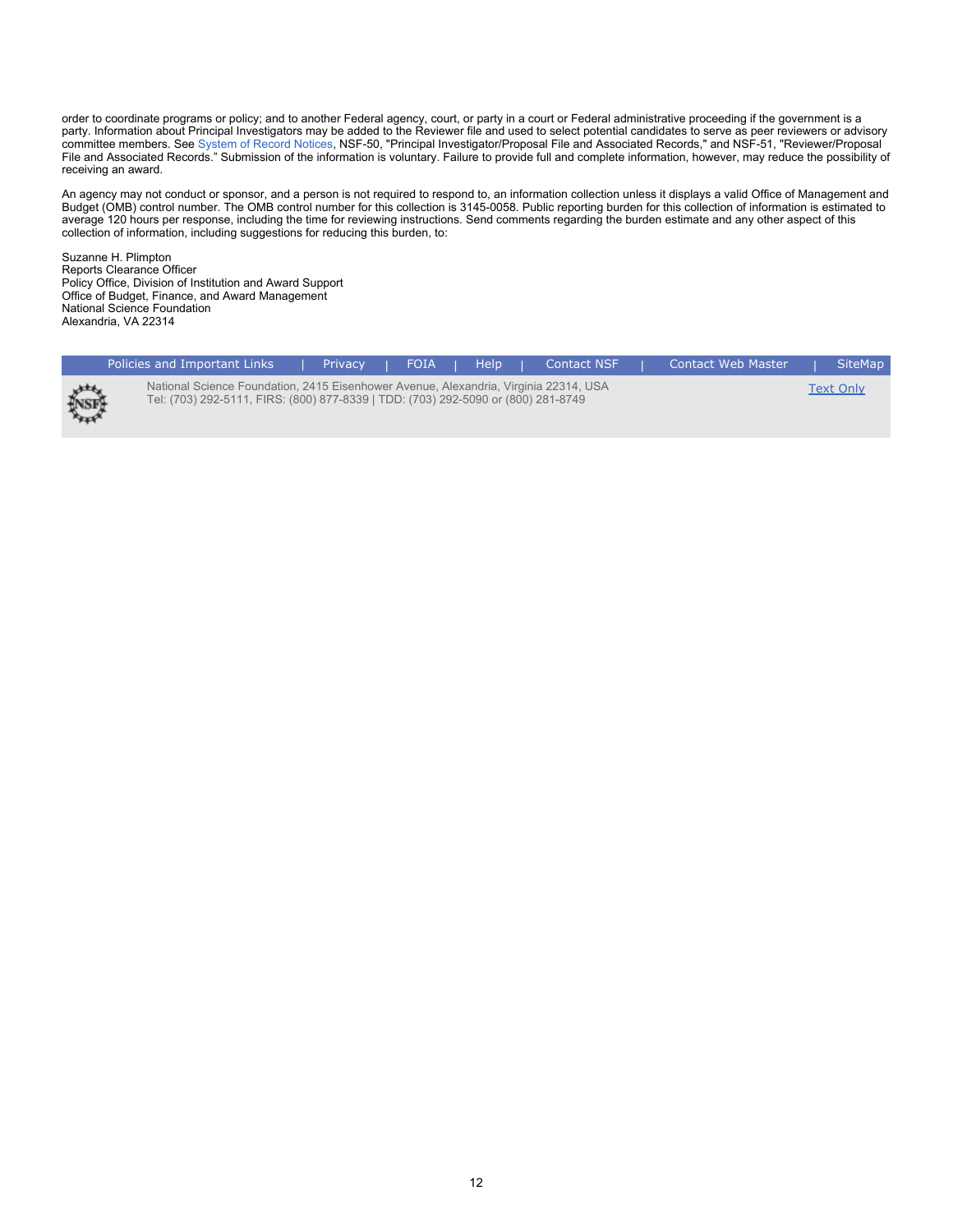order to coordinate programs or policy; and to another Federal agency, court, or party in a court or Federal administrative proceeding if the government is a party. Information about Principal Investigators may be added to the Reviewer file and used to select potential candidates to serve as peer reviewers or advisory committee members. See System of Record Notices, NSF-50, "Principal Investigator/Proposal File and Associated Records," and NSF-51, "Reviewer/Proposal File and Associated Records." Submission of the information is voluntary. Failure to provide full and complete information, however, may reduce the possibility of receiving an award.

An agency may not conduct or sponsor, and a person is not required to respond to, an information collection unless it displays a valid Office of Management and Budget (OMB) control number. The OMB control number for this collection is 3145-0058. Public reporting burden for this collection of information is estimated to average 120 hours per response, including the time for reviewing instructions. Send comments regarding the burden estimate and any other aspect of this collection of information, including suggestions for reducing this burden, to:

Suzanne H. Plimpton
Reports Clearance Officer
Policy Office, Division of Institution and Award Support
Office of Budget, Finance, and Award Management
National Science Foundation
Alexandria, VA 22314

Policies and Important Links | Privacy | FOIA | Help | Contact NSF | Contact Web Master | SiteMap

National Science Foundation, 2415 Eisenhower Avenue, Alexandria, Virginia 22314, USA
Tel: (703) 292-5111, FIRS: (800) 877-8339 | TDD: (703) 292-5090 or (800) 281-8749

Text Only